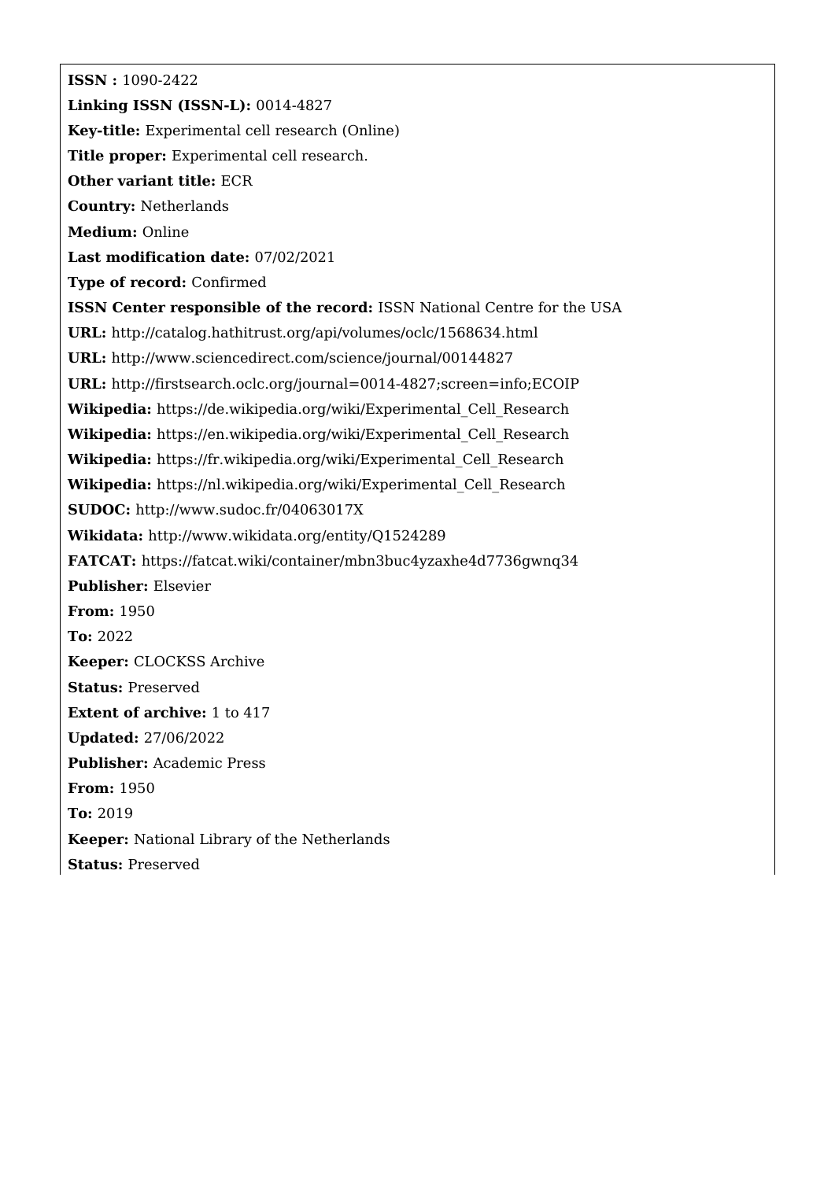**ISSN :** 1090-2422

**Linking ISSN (ISSN-L):** 0014-4827

**Key-title:** Experimental cell research (Online)

**Title proper:** Experimental cell research.

**Other variant title:** ECR

**Country:** Netherlands

**Medium:** Online

**Last modification date:** 07/02/2021

**Type of record:** Confirmed

**ISSN Center responsible of the record:** ISSN National Centre for the USA

**URL:** http://catalog.hathitrust.org/api/volumes/oclc/1568634.html

**URL:** http://www.sciencedirect.com/science/journal/00144827

**URL:** http://firstsearch.oclc.org/journal=0014-4827;screen=info;ECOIP

**Wikipedia:** https://de.wikipedia.org/wiki/Experimental_Cell_Research

**Wikipedia:** https://en.wikipedia.org/wiki/Experimental_Cell_Research

**Wikipedia:** https://fr.wikipedia.org/wiki/Experimental_Cell_Research

**Wikipedia:** https://nl.wikipedia.org/wiki/Experimental_Cell_Research

**SUDOC:** http://www.sudoc.fr/04063017X

**Wikidata:** http://www.wikidata.org/entity/Q1524289

**FATCAT:** https://fatcat.wiki/container/mbn3buc4yzaxhe4d7736gwnq34

**Publisher:** Elsevier

**From:** 1950

**To:** 2022

**Keeper:** CLOCKSS Archive

**Status:** Preserved

**Extent of archive:** 1 to 417

**Updated:** 27/06/2022

**Publisher:** Academic Press

**From:** 1950

**To:** 2019

**Keeper:** National Library of the Netherlands

**Status:** Preserved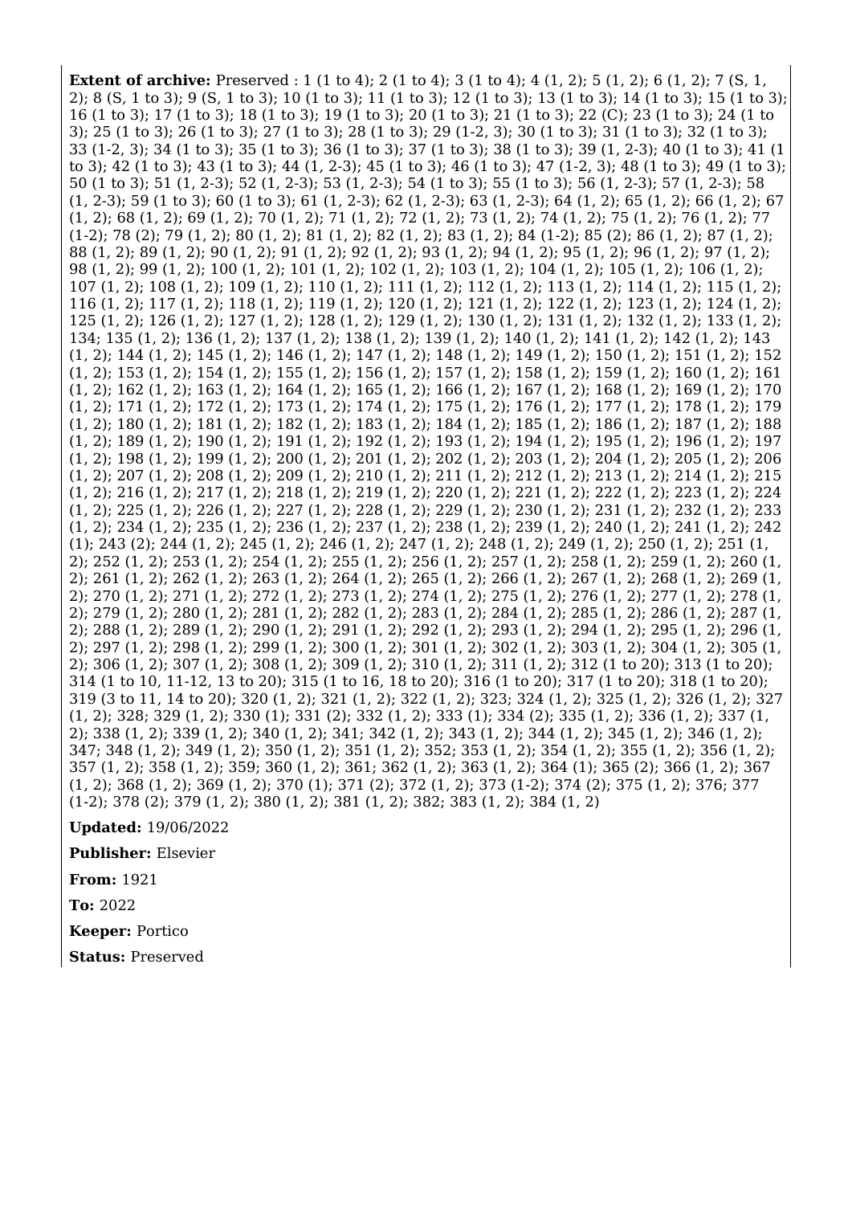**Extent of archive:** Preserved : 1 (1 to 4); 2 (1 to 4); 3 (1 to 4); 4 (1, 2); 5 (1, 2); 6 (1, 2); 7 (S, 1, 2); 8 (S, 1 to 3); 9 (S, 1 to 3); 10 (1 to 3); 11 (1 to 3); 12 (1 to 3); 13 (1 to 3); 14 (1 to 3); 15 (1 to 3); 16 (1 to 3); 17 (1 to 3); 18 (1 to 3); 19 (1 to 3); 20 (1 to 3); 21 (1 to 3); 22 (C); 23 (1 to 3); 24 (1 to 3); 25 (1 to 3); 26 (1 to 3); 27 (1 to 3); 28 (1 to 3); 29 (1-2, 3); 30 (1 to 3); 31 (1 to 3); 32 (1 to 3); 33 (1-2, 3); 34 (1 to 3); 35 (1 to 3); 36 (1 to 3); 37 (1 to 3); 38 (1 to 3); 39 (1, 2-3); 40 (1 to 3); 41 (1 to 3); 42 (1 to 3); 43 (1 to 3); 44 (1, 2-3); 45 (1 to 3); 46 (1 to 3); 47 (1-2, 3); 48 (1 to 3); 49 (1 to 3); 50 (1 to 3); 51 (1, 2-3); 52 (1, 2-3); 53 (1, 2-3); 54 (1 to 3); 55 (1 to 3); 56 (1, 2-3); 57 (1, 2-3); 58 (1, 2-3); 59 (1 to 3); 60 (1 to 3); 61 (1, 2-3); 62 (1, 2-3); 63 (1, 2-3); 64 (1, 2); 65 (1, 2); 66 (1, 2); 67 (1, 2); 68 (1, 2); 69 (1, 2); 70 (1, 2); 71 (1, 2); 72 (1, 2); 73 (1, 2); 74 (1, 2); 75 (1, 2); 76 (1, 2); 77 (1-2); 78 (2); 79 (1, 2); 80 (1, 2); 81 (1, 2); 82 (1, 2); 83 (1, 2); 84 (1-2); 85 (2); 86 (1, 2); 87 (1, 2); 88 (1, 2); 89 (1, 2); 90 (1, 2); 91 (1, 2); 92 (1, 2); 93 (1, 2); 94 (1, 2); 95 (1, 2); 96 (1, 2); 97 (1, 2); 98 (1, 2); 99 (1, 2); 100 (1, 2); 101 (1, 2); 102 (1, 2); 103 (1, 2); 104 (1, 2); 105 (1, 2); 106 (1, 2); 107 (1, 2); 108 (1, 2); 109 (1, 2); 110 (1, 2); 111 (1, 2); 112 (1, 2); 113 (1, 2); 114 (1, 2); 115 (1, 2); 116 (1, 2); 117 (1, 2); 118 (1, 2); 119 (1, 2); 120 (1, 2); 121 (1, 2); 122 (1, 2); 123 (1, 2); 124 (1, 2); 125 (1, 2); 126 (1, 2); 127 (1, 2); 128 (1, 2); 129 (1, 2); 130 (1, 2); 131 (1, 2); 132 (1, 2); 133 (1, 2); 134; 135 (1, 2); 136 (1, 2); 137 (1, 2); 138 (1, 2); 139 (1, 2); 140 (1, 2); 141 (1, 2); 142 (1, 2); 143 (1, 2); 144 (1, 2); 145 (1, 2); 146 (1, 2); 147 (1, 2); 148 (1, 2); 149 (1, 2); 150 (1, 2); 151 (1, 2); 152 (1, 2); 153 (1, 2); 154 (1, 2); 155 (1, 2); 156 (1, 2); 157 (1, 2); 158 (1, 2); 159 (1, 2); 160 (1, 2); 161 (1, 2); 162 (1, 2); 163 (1, 2); 164 (1, 2); 165 (1, 2); 166 (1, 2); 167 (1, 2); 168 (1, 2); 169 (1, 2); 170 (1, 2); 171 (1, 2); 172 (1, 2); 173 (1, 2); 174 (1, 2); 175 (1, 2); 176 (1, 2); 177 (1, 2); 178 (1, 2); 179 (1, 2); 180 (1, 2); 181 (1, 2); 182 (1, 2); 183 (1, 2); 184 (1, 2); 185 (1, 2); 186 (1, 2); 187 (1, 2); 188 (1, 2); 189 (1, 2); 190 (1, 2); 191 (1, 2); 192 (1, 2); 193 (1, 2); 194 (1, 2); 195 (1, 2); 196 (1, 2); 197 (1, 2); 198 (1, 2); 199 (1, 2); 200 (1, 2); 201 (1, 2); 202 (1, 2); 203 (1, 2); 204 (1, 2); 205 (1, 2); 206 (1, 2); 207 (1, 2); 208 (1, 2); 209 (1, 2); 210 (1, 2); 211 (1, 2); 212 (1, 2); 213 (1, 2); 214 (1, 2); 215 (1, 2); 216 (1, 2); 217 (1, 2); 218 (1, 2); 219 (1, 2); 220 (1, 2); 221 (1, 2); 222 (1, 2); 223 (1, 2); 224 (1, 2); 225 (1, 2); 226 (1, 2); 227 (1, 2); 228 (1, 2); 229 (1, 2); 230 (1, 2); 231 (1, 2); 232 (1, 2); 233 (1, 2); 234 (1, 2); 235 (1, 2); 236 (1, 2); 237 (1, 2); 238 (1, 2); 239 (1, 2); 240 (1, 2); 241 (1, 2); 242 (1); 243 (2); 244 (1, 2); 245 (1, 2); 246 (1, 2); 247 (1, 2); 248 (1, 2); 249 (1, 2); 250 (1, 2); 251 (1, 2); 252 (1, 2); 253 (1, 2); 254 (1, 2); 255 (1, 2); 256 (1, 2); 257 (1, 2); 258 (1, 2); 259 (1, 2); 260 (1, 2); 261 (1, 2); 262 (1, 2); 263 (1, 2); 264 (1, 2); 265 (1, 2); 266 (1, 2); 267 (1, 2); 268 (1, 2); 269 (1, 2); 270 (1, 2); 271 (1, 2); 272 (1, 2); 273 (1, 2); 274 (1, 2); 275 (1, 2); 276 (1, 2); 277 (1, 2); 278 (1, 2); 279 (1, 2); 280 (1, 2); 281 (1, 2); 282 (1, 2); 283 (1, 2); 284 (1, 2); 285 (1, 2); 286 (1, 2); 287 (1, 2); 288 (1, 2); 289 (1, 2); 290 (1, 2); 291 (1, 2); 292 (1, 2); 293 (1, 2); 294 (1, 2); 295 (1, 2); 296 (1, 2); 297 (1, 2); 298 (1, 2); 299 (1, 2); 300 (1, 2); 301 (1, 2); 302 (1, 2); 303 (1, 2); 304 (1, 2); 305 (1, 2); 306 (1, 2); 307 (1, 2); 308 (1, 2); 309 (1, 2); 310 (1, 2); 311 (1, 2); 312 (1 to 20); 313 (1 to 20); 314 (1 to 10, 11-12, 13 to 20); 315 (1 to 16, 18 to 20); 316 (1 to 20); 317 (1 to 20); 318 (1 to 20); 319 (3 to 11, 14 to 20); 320 (1, 2); 321 (1, 2); 322 (1, 2); 323; 324 (1, 2); 325 (1, 2); 326 (1, 2); 327 (1, 2); 328; 329 (1, 2); 330 (1); 331 (2); 332 (1, 2); 333 (1); 334 (2); 335 (1, 2); 336 (1, 2); 337 (1, 2); 338 (1, 2); 339 (1, 2); 340 (1, 2); 341; 342 (1, 2); 343 (1, 2); 344 (1, 2); 345 (1, 2); 346 (1, 2); 347; 348 (1, 2); 349 (1, 2); 350 (1, 2); 351 (1, 2); 352; 353 (1, 2); 354 (1, 2); 355 (1, 2); 356 (1, 2); 357 (1, 2); 358 (1, 2); 359; 360 (1, 2); 361; 362 (1, 2); 363 (1, 2); 364 (1); 365 (2); 366 (1, 2); 367 (1, 2); 368 (1, 2); 369 (1, 2); 370 (1); 371 (2); 372 (1, 2); 373 (1-2); 374 (2); 375 (1, 2); 376; 377 (1-2); 378 (2); 379 (1, 2); 380 (1, 2); 381 (1, 2); 382; 383 (1, 2); 384 (1, 2)

**Updated:** 19/06/2022

**Publisher:** Elsevier

**From:** 1921

**To:** 2022

**Keeper:** Portico

**Status:** Preserved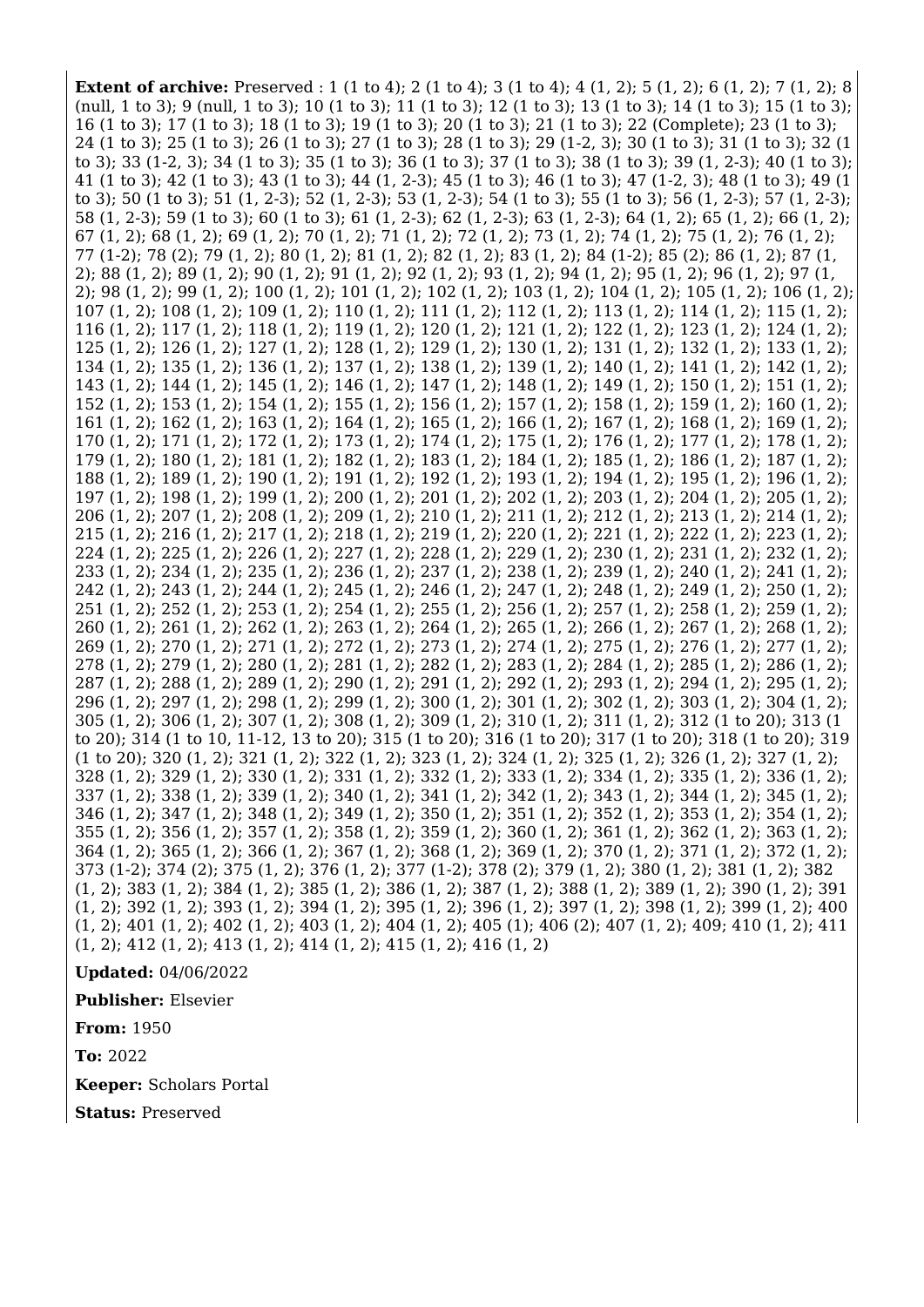**Extent of archive:** Preserved : 1 (1 to 4); 2 (1 to 4); 3 (1 to 4); 4 (1, 2); 5 (1, 2); 6 (1, 2); 7 (1, 2); 8 (null, 1 to 3); 9 (null, 1 to 3); 10 (1 to 3); 11 (1 to 3); 12 (1 to 3); 13 (1 to 3); 14 (1 to 3); 15 (1 to 3); 16 (1 to 3); 17 (1 to 3); 18 (1 to 3); 19 (1 to 3); 20 (1 to 3); 21 (1 to 3); 22 (Complete); 23 (1 to 3); 24 (1 to 3); 25 (1 to 3); 26 (1 to 3); 27 (1 to 3); 28 (1 to 3); 29 (1-2, 3); 30 (1 to 3); 31 (1 to 3); 32 (1 to 3); 33 (1-2, 3); 34 (1 to 3); 35 (1 to 3); 36 (1 to 3); 37 (1 to 3); 38 (1 to 3); 39 (1, 2-3); 40 (1 to 3); 41 (1 to 3); 42 (1 to 3); 43 (1 to 3); 44 (1, 2-3); 45 (1 to 3); 46 (1 to 3); 47 (1-2, 3); 48 (1 to 3); 49 (1 to 3); 50 (1 to 3); 51 (1, 2-3); 52 (1, 2-3); 53 (1, 2-3); 54 (1 to 3); 55 (1 to 3); 56 (1, 2-3); 57 (1, 2-3); 58 (1, 2-3); 59 (1 to 3); 60 (1 to 3); 61 (1, 2-3); 62 (1, 2-3); 63 (1, 2-3); 64 (1, 2); 65 (1, 2); 66 (1, 2); 67 (1, 2); 68 (1, 2); 69 (1, 2); 70 (1, 2); 71 (1, 2); 72 (1, 2); 73 (1, 2); 74 (1, 2); 75 (1, 2); 76 (1, 2); 77 (1-2); 78 (2); 79 (1, 2); 80 (1, 2); 81 (1, 2); 82 (1, 2); 83 (1, 2); 84 (1-2); 85 (2); 86 (1, 2); 87 (1, 2); 88 (1, 2); 89 (1, 2); 90 (1, 2); 91 (1, 2); 92 (1, 2); 93 (1, 2); 94 (1, 2); 95 (1, 2); 96 (1, 2); 97 (1, 2); 98 (1, 2); 99 (1, 2); 100 (1, 2); 101 (1, 2); 102 (1, 2); 103 (1, 2); 104 (1, 2); 105 (1, 2); 106 (1, 2); 107 (1, 2); 108 (1, 2); 109 (1, 2); 110 (1, 2); 111 (1, 2); 112 (1, 2); 113 (1, 2); 114 (1, 2); 115 (1, 2); 116 (1, 2); 117 (1, 2); 118 (1, 2); 119 (1, 2); 120 (1, 2); 121 (1, 2); 122 (1, 2); 123 (1, 2); 124 (1, 2); 125 (1, 2); 126 (1, 2); 127 (1, 2); 128 (1, 2); 129 (1, 2); 130 (1, 2); 131 (1, 2); 132 (1, 2); 133 (1, 2); 134 (1, 2); 135 (1, 2); 136 (1, 2); 137 (1, 2); 138 (1, 2); 139 (1, 2); 140 (1, 2); 141 (1, 2); 142 (1, 2); 143 (1, 2); 144 (1, 2); 145 (1, 2); 146 (1, 2); 147 (1, 2); 148 (1, 2); 149 (1, 2); 150 (1, 2); 151 (1, 2); 152 (1, 2); 153 (1, 2); 154 (1, 2); 155 (1, 2); 156 (1, 2); 157 (1, 2); 158 (1, 2); 159 (1, 2); 160 (1, 2); 161 (1, 2); 162 (1, 2); 163 (1, 2); 164 (1, 2); 165 (1, 2); 166 (1, 2); 167 (1, 2); 168 (1, 2); 169 (1, 2); 170 (1, 2); 171 (1, 2); 172 (1, 2); 173 (1, 2); 174 (1, 2); 175 (1, 2); 176 (1, 2); 177 (1, 2); 178 (1, 2); 179 (1, 2); 180 (1, 2); 181 (1, 2); 182 (1, 2); 183 (1, 2); 184 (1, 2); 185 (1, 2); 186 (1, 2); 187 (1, 2); 188 (1, 2); 189 (1, 2); 190 (1, 2); 191 (1, 2); 192 (1, 2); 193 (1, 2); 194 (1, 2); 195 (1, 2); 196 (1, 2); 197 (1, 2); 198 (1, 2); 199 (1, 2); 200 (1, 2); 201 (1, 2); 202 (1, 2); 203 (1, 2); 204 (1, 2); 205 (1, 2); 206 (1, 2); 207 (1, 2); 208 (1, 2); 209 (1, 2); 210 (1, 2); 211 (1, 2); 212 (1, 2); 213 (1, 2); 214 (1, 2); 215 (1, 2); 216 (1, 2); 217 (1, 2); 218 (1, 2); 219 (1, 2); 220 (1, 2); 221 (1, 2); 222 (1, 2); 223 (1, 2); 224 (1, 2); 225 (1, 2); 226 (1, 2); 227 (1, 2); 228 (1, 2); 229 (1, 2); 230 (1, 2); 231 (1, 2); 232 (1, 2); 233 (1, 2); 234 (1, 2); 235 (1, 2); 236 (1, 2); 237 (1, 2); 238 (1, 2); 239 (1, 2); 240 (1, 2); 241 (1, 2); 242 (1, 2); 243 (1, 2); 244 (1, 2); 245 (1, 2); 246 (1, 2); 247 (1, 2); 248 (1, 2); 249 (1, 2); 250 (1, 2); 251 (1, 2); 252 (1, 2); 253 (1, 2); 254 (1, 2); 255 (1, 2); 256 (1, 2); 257 (1, 2); 258 (1, 2); 259 (1, 2); 260 (1, 2); 261 (1, 2); 262 (1, 2); 263 (1, 2); 264 (1, 2); 265 (1, 2); 266 (1, 2); 267 (1, 2); 268 (1, 2); 269 (1, 2); 270 (1, 2); 271 (1, 2); 272 (1, 2); 273 (1, 2); 274 (1, 2); 275 (1, 2); 276 (1, 2); 277 (1, 2); 278 (1, 2); 279 (1, 2); 280 (1, 2); 281 (1, 2); 282 (1, 2); 283 (1, 2); 284 (1, 2); 285 (1, 2); 286 (1, 2); 287 (1, 2); 288 (1, 2); 289 (1, 2); 290 (1, 2); 291 (1, 2); 292 (1, 2); 293 (1, 2); 294 (1, 2); 295 (1, 2); 296 (1, 2); 297 (1, 2); 298 (1, 2); 299 (1, 2); 300 (1, 2); 301 (1, 2); 302 (1, 2); 303 (1, 2); 304 (1, 2); 305 (1, 2); 306 (1, 2); 307 (1, 2); 308 (1, 2); 309 (1, 2); 310 (1, 2); 311 (1, 2); 312 (1 to 20); 313 (1 to 20); 314 (1 to 10, 11-12, 13 to 20); 315 (1 to 20); 316 (1 to 20); 317 (1 to 20); 318 (1 to 20); 319 (1 to 20); 320 (1, 2); 321 (1, 2); 322 (1, 2); 323 (1, 2); 324 (1, 2); 325 (1, 2); 326 (1, 2); 327 (1, 2); 328 (1, 2); 329 (1, 2); 330 (1, 2); 331 (1, 2); 332 (1, 2); 333 (1, 2); 334 (1, 2); 335 (1, 2); 336 (1, 2); 337 (1, 2); 338 (1, 2); 339 (1, 2); 340 (1, 2); 341 (1, 2); 342 (1, 2); 343 (1, 2); 344 (1, 2); 345 (1, 2); 346 (1, 2); 347 (1, 2); 348 (1, 2); 349 (1, 2); 350 (1, 2); 351 (1, 2); 352 (1, 2); 353 (1, 2); 354 (1, 2); 355 (1, 2); 356 (1, 2); 357 (1, 2); 358 (1, 2); 359 (1, 2); 360 (1, 2); 361 (1, 2); 362 (1, 2); 363 (1, 2); 364 (1, 2); 365 (1, 2); 366 (1, 2); 367 (1, 2); 368 (1, 2); 369 (1, 2); 370 (1, 2); 371 (1, 2); 372 (1, 2); 373 (1-2); 374 (2); 375 (1, 2); 376 (1, 2); 377 (1-2); 378 (2); 379 (1, 2); 380 (1, 2); 381 (1, 2); 382 (1, 2); 383 (1, 2); 384 (1, 2); 385 (1, 2); 386 (1, 2); 387 (1, 2); 388 (1, 2); 389 (1, 2); 390 (1, 2); 391 (1, 2); 392 (1, 2); 393 (1, 2); 394 (1, 2); 395 (1, 2); 396 (1, 2); 397 (1, 2); 398 (1, 2); 399 (1, 2); 400 (1, 2); 401 (1, 2); 402 (1, 2); 403 (1, 2); 404 (1, 2); 405 (1); 406 (2); 407 (1, 2); 409; 410 (1, 2); 411 (1, 2); 412 (1, 2); 413 (1, 2); 414 (1, 2); 415 (1, 2); 416 (1, 2)

**Updated:** 04/06/2022

**Publisher:** Elsevier

**From:** 1950

**To:** 2022

**Keeper:** Scholars Portal

**Status:** Preserved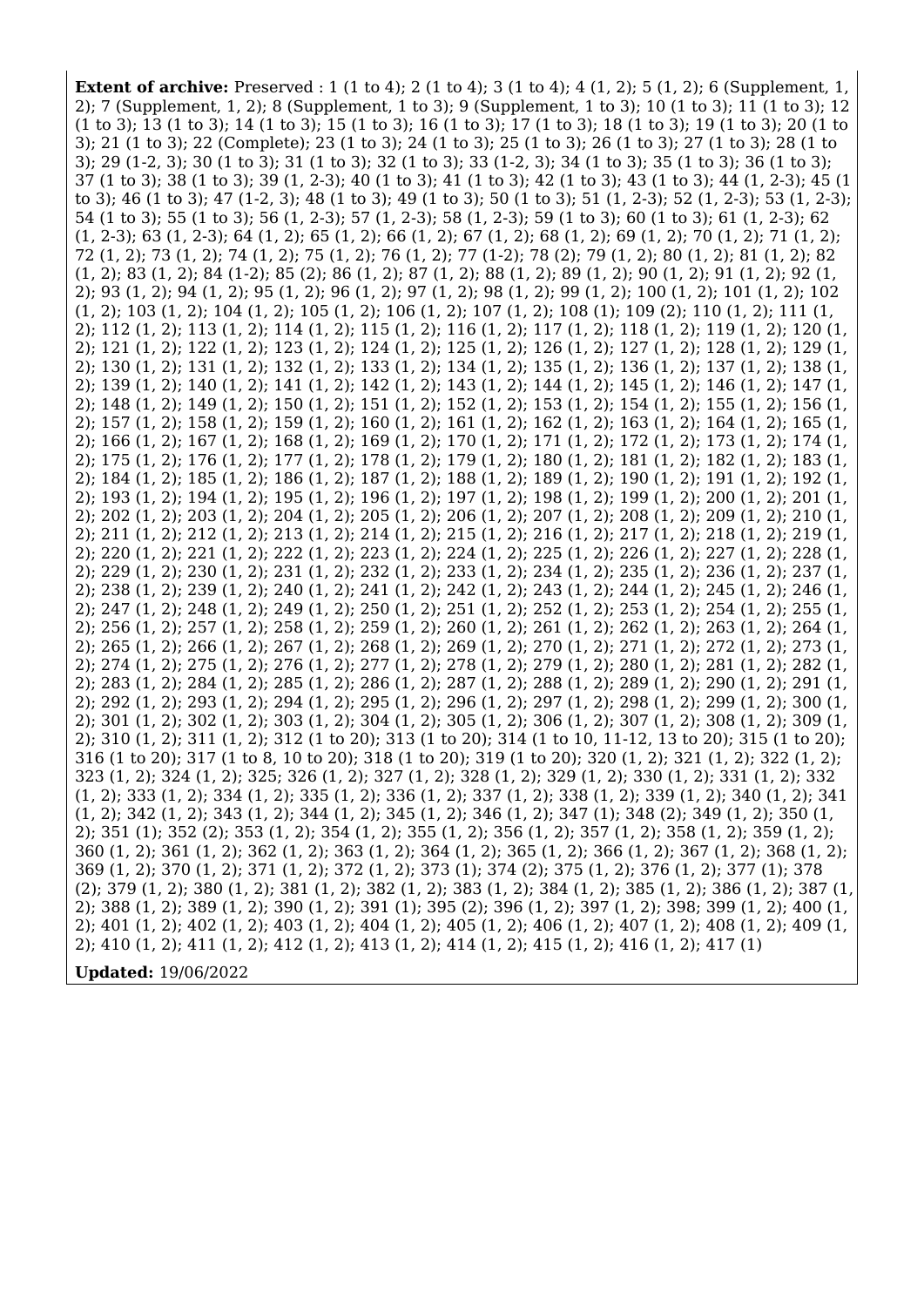**Extent of archive:** Preserved : 1 (1 to 4); 2 (1 to 4); 3 (1 to 4); 4 (1, 2); 5 (1, 2); 6 (Supplement, 1, 2); 7 (Supplement, 1, 2); 8 (Supplement, 1 to 3); 9 (Supplement, 1 to 3); 10 (1 to 3); 11 (1 to 3); 12 (1 to 3); 13 (1 to 3); 14 (1 to 3); 15 (1 to 3); 16 (1 to 3); 17 (1 to 3); 18 (1 to 3); 19 (1 to 3); 20 (1 to 3); 21 (1 to 3); 22 (Complete); 23 (1 to 3); 24 (1 to 3); 25 (1 to 3); 26 (1 to 3); 27 (1 to 3); 28 (1 to 3); 29 (1-2, 3); 30 (1 to 3); 31 (1 to 3); 32 (1 to 3); 33 (1-2, 3); 34 (1 to 3); 35 (1 to 3); 36 (1 to 3); 37 (1 to 3); 38 (1 to 3); 39 (1, 2-3); 40 (1 to 3); 41 (1 to 3); 42 (1 to 3); 43 (1 to 3); 44 (1, 2-3); 45 (1 to 3); 46 (1 to 3); 47 (1-2, 3); 48 (1 to 3); 49 (1 to 3); 50 (1 to 3); 51 (1, 2-3); 52 (1, 2-3); 53 (1, 2-3); 54 (1 to 3); 55 (1 to 3); 56 (1, 2-3); 57 (1, 2-3); 58 (1, 2-3); 59 (1 to 3); 60 (1 to 3); 61 (1, 2-3); 62 (1, 2-3); 63 (1, 2-3); 64 (1, 2); 65 (1, 2); 66 (1, 2); 67 (1, 2); 68 (1, 2); 69 (1, 2); 70 (1, 2); 71 (1, 2); 72 (1, 2); 73 (1, 2); 74 (1, 2); 75 (1, 2); 76 (1, 2); 77 (1-2); 78 (2); 79 (1, 2); 80 (1, 2); 81 (1, 2); 82 (1, 2); 83 (1, 2); 84 (1-2); 85 (2); 86 (1, 2); 87 (1, 2); 88 (1, 2); 89 (1, 2); 90 (1, 2); 91 (1, 2); 92 (1, 2); 93 (1, 2); 94 (1, 2); 95 (1, 2); 96 (1, 2); 97 (1, 2); 98 (1, 2); 99 (1, 2); 100 (1, 2); 101 (1, 2); 102 (1, 2); 103 (1, 2); 104 (1, 2); 105 (1, 2); 106 (1, 2); 107 (1, 2); 108 (1); 109 (2); 110 (1, 2); 111 (1, 2); 112 (1, 2); 113 (1, 2); 114 (1, 2); 115 (1, 2); 116 (1, 2); 117 (1, 2); 118 (1, 2); 119 (1, 2); 120 (1, 2); 121 (1, 2); 122 (1, 2); 123 (1, 2); 124 (1, 2); 125 (1, 2); 126 (1, 2); 127 (1, 2); 128 (1, 2); 129 (1, 2); 130 (1, 2); 131 (1, 2); 132 (1, 2); 133 (1, 2); 134 (1, 2); 135 (1, 2); 136 (1, 2); 137 (1, 2); 138 (1, 2); 139 (1, 2); 140 (1, 2); 141 (1, 2); 142 (1, 2); 143 (1, 2); 144 (1, 2); 145 (1, 2); 146 (1, 2); 147 (1, 2); 148 (1, 2); 149 (1, 2); 150 (1, 2); 151 (1, 2); 152 (1, 2); 153 (1, 2); 154 (1, 2); 155 (1, 2); 156 (1, 2); 157 (1, 2); 158 (1, 2); 159 (1, 2); 160 (1, 2); 161 (1, 2); 162 (1, 2); 163 (1, 2); 164 (1, 2); 165 (1, 2); 166 (1, 2); 167 (1, 2); 168 (1, 2); 169 (1, 2); 170 (1, 2); 171 (1, 2); 172 (1, 2); 173 (1, 2); 174 (1, 2); 175 (1, 2); 176 (1, 2); 177 (1, 2); 178 (1, 2); 179 (1, 2); 180 (1, 2); 181 (1, 2); 182 (1, 2); 183 (1, 2); 184 (1, 2); 185 (1, 2); 186 (1, 2); 187 (1, 2); 188 (1, 2); 189 (1, 2); 190 (1, 2); 191 (1, 2); 192 (1, 2); 193 (1, 2); 194 (1, 2); 195 (1, 2); 196 (1, 2); 197 (1, 2); 198 (1, 2); 199 (1, 2); 200 (1, 2); 201 (1, 2); 202 (1, 2); 203 (1, 2); 204 (1, 2); 205 (1, 2); 206 (1, 2); 207 (1, 2); 208 (1, 2); 209 (1, 2); 210 (1, 2); 211 (1, 2); 212 (1, 2); 213 (1, 2); 214 (1, 2); 215 (1, 2); 216 (1, 2); 217 (1, 2); 218 (1, 2); 219 (1, 2); 220 (1, 2); 221 (1, 2); 222 (1, 2); 223 (1, 2); 224 (1, 2); 225 (1, 2); 226 (1, 2); 227 (1, 2); 228 (1, 2); 229 (1, 2); 230 (1, 2); 231 (1, 2); 232 (1, 2); 233 (1, 2); 234 (1, 2); 235 (1, 2); 236 (1, 2); 237 (1, 2); 238 (1, 2); 239 (1, 2); 240 (1, 2); 241 (1, 2); 242 (1, 2); 243 (1, 2); 244 (1, 2); 245 (1, 2); 246 (1, 2); 247 (1, 2); 248 (1, 2); 249 (1, 2); 250 (1, 2); 251 (1, 2); 252 (1, 2); 253 (1, 2); 254 (1, 2); 255 (1, 2); 256 (1, 2); 257 (1, 2); 258 (1, 2); 259 (1, 2); 260 (1, 2); 261 (1, 2); 262 (1, 2); 263 (1, 2); 264 (1, 2); 265 (1, 2); 266 (1, 2); 267 (1, 2); 268 (1, 2); 269 (1, 2); 270 (1, 2); 271 (1, 2); 272 (1, 2); 273 (1, 2); 274 (1, 2); 275 (1, 2); 276 (1, 2); 277 (1, 2); 278 (1, 2); 279 (1, 2); 280 (1, 2); 281 (1, 2); 282 (1, 2); 283 (1, 2); 284 (1, 2); 285 (1, 2); 286 (1, 2); 287 (1, 2); 288 (1, 2); 289 (1, 2); 290 (1, 2); 291 (1, 2); 292 (1, 2); 293 (1, 2); 294 (1, 2); 295 (1, 2); 296 (1, 2); 297 (1, 2); 298 (1, 2); 299 (1, 2); 300 (1, 2); 301 (1, 2); 302 (1, 2); 303 (1, 2); 304 (1, 2); 305 (1, 2); 306 (1, 2); 307 (1, 2); 308 (1, 2); 309 (1, 2); 310 (1, 2); 311 (1, 2); 312 (1 to 20); 313 (1 to 20); 314 (1 to 10, 11-12, 13 to 20); 315 (1 to 20); 316 (1 to 20); 317 (1 to 8, 10 to 20); 318 (1 to 20); 319 (1 to 20); 320 (1, 2); 321 (1, 2); 322 (1, 2); 323 (1, 2); 324 (1, 2); 325; 326 (1, 2); 327 (1, 2); 328 (1, 2); 329 (1, 2); 330 (1, 2); 331 (1, 2); 332 (1, 2); 333 (1, 2); 334 (1, 2); 335 (1, 2); 336 (1, 2); 337 (1, 2); 338 (1, 2); 339 (1, 2); 340 (1, 2); 341 (1, 2); 342 (1, 2); 343 (1, 2); 344 (1, 2); 345 (1, 2); 346 (1, 2); 347 (1); 348 (2); 349 (1, 2); 350 (1, 2); 351 (1); 352 (2); 353 (1, 2); 354 (1, 2); 355 (1, 2); 356 (1, 2); 357 (1, 2); 358 (1, 2); 359 (1, 2); 360 (1, 2); 361 (1, 2); 362 (1, 2); 363 (1, 2); 364 (1, 2); 365 (1, 2); 366 (1, 2); 367 (1, 2); 368 (1, 2); 369 (1, 2); 370 (1, 2); 371 (1, 2); 372 (1, 2); 373 (1); 374 (2); 375 (1, 2); 376 (1, 2); 377 (1); 378 (2); 379 (1, 2); 380 (1, 2); 381 (1, 2); 382 (1, 2); 383 (1, 2); 384 (1, 2); 385 (1, 2); 386 (1, 2); 387 (1, 2); 388 (1, 2); 389 (1, 2); 390 (1, 2); 391 (1); 395 (2); 396 (1, 2); 397 (1, 2); 398; 399 (1, 2); 400 (1, 2); 401 (1, 2); 402 (1, 2); 403 (1, 2); 404 (1, 2); 405 (1, 2); 406 (1, 2); 407 (1, 2); 408 (1, 2); 409 (1, 2); 410 (1, 2); 411 (1, 2); 412 (1, 2); 413 (1, 2); 414 (1, 2); 415 (1, 2); 416 (1, 2); 417 (1)

**Updated:** 19/06/2022